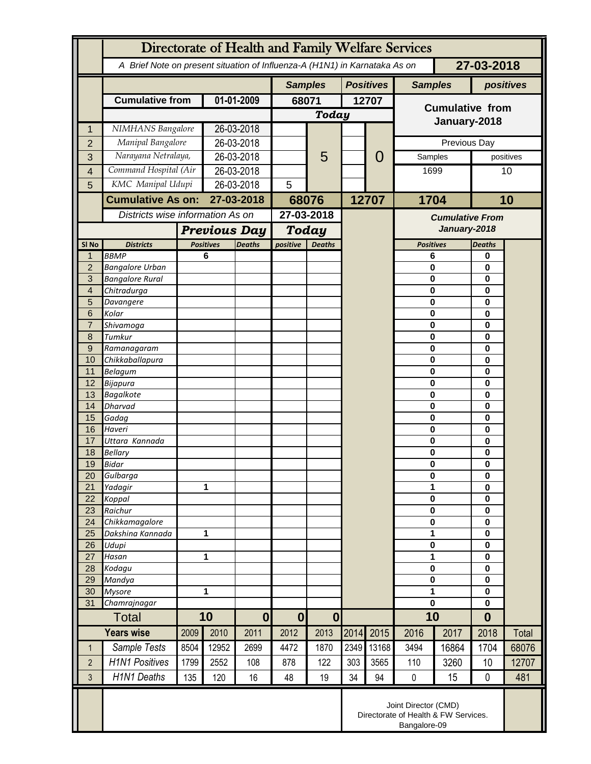# Directorate of Health and Family Welfare Services

A Brief Note on present situation of Influenza-A (H1N1) in Karnataka As on **27-03-2018**

| | | | Samples | Positives | Samples | positives |
|---|---|---|---|---|---|---|
| | **Cumulative from** | **01-01-2009** | **68071** | **12707** | **Cumulative from January-2018** | |
| | | | **Today** | | | |
| 1 | NIMHANS Bangalore | 26-03-2018 | 5 | 0 | | |
| 2 | Manipal Bangalore | 26-03-2018 | | | Previous Day | |
| 3 | Narayana Netralaya, | 26-03-2018 | | | Samples | positives |
| 4 | Command Hospital (Air | 26-03-2018 | | | 1699 | 10 |
| 5 | KMC Manipal Udupi | 26-03-2018 | 5 | | | |
| | **Cumulative As on:** | **27-03-2018** | **68076** | **12707** | **1704** | **10** |

Districts wise information As on **27-03-2018**

| Sl No | Districts | Previous Day Positives | Previous Day Deaths | Today positive | Today Deaths | Cumulative From January-2018 Positives | Cumulative From January-2018 Deaths |
|---|---|---|---|---|---|---|---|
| 1 | BBMP | 6 | | | | 6 | 0 |
| 2 | Bangalore Urban | | | | | 0 | 0 |
| 3 | Bangalore Rural | | | | | 0 | 0 |
| 4 | Chitradurga | | | | | 0 | 0 |
| 5 | Davangere | | | | | 0 | 0 |
| 6 | Kolar | | | | | 0 | 0 |
| 7 | Shivamoga | | | | | 0 | 0 |
| 8 | Tumkur | | | | | 0 | 0 |
| 9 | Ramanagaram | | | | | 0 | 0 |
| 10 | Chikkaballapura | | | | | 0 | 0 |
| 11 | Belagum | | | | | 0 | 0 |
| 12 | Bijapura | | | | | 0 | 0 |
| 13 | Bagalkote | | | | | 0 | 0 |
| 14 | Dharvad | | | | | 0 | 0 |
| 15 | Gadag | | | | | 0 | 0 |
| 16 | Haveri | | | | | 0 | 0 |
| 17 | Uttara Kannada | | | | | 0 | 0 |
| 18 | Bellary | | | | | 0 | 0 |
| 19 | Bidar | | | | | 0 | 0 |
| 20 | Gulbarga | | | | | 0 | 0 |
| 21 | Yadagir | 1 | | | | 1 | 0 |
| 22 | Koppal | | | | | 0 | 0 |
| 23 | Raichur | | | | | 0 | 0 |
| 24 | Chikkamagalore | | | | | 0 | 0 |
| 25 | Dakshina Kannada | 1 | | | | 1 | 0 |
| 26 | Udupi | | | | | 0 | 0 |
| 27 | Hasan | 1 | | | | 1 | 0 |
| 28 | Kodagu | | | | | 0 | 0 |
| 29 | Mandya | | | | | 0 | 0 |
| 30 | Mysore | 1 | | | | 1 | 0 |
| 31 | Chamrajnagar | | | | | 0 | 0 |
| | **Total** | **10** | **0** | **0** | **0** | **10** | **0** |

| | Years wise | 2009 | 2010 | 2011 | 2012 | 2013 | 2014 | 2015 | 2016 | 2017 | 2018 | Total |
|---|---|---|---|---|---|---|---|---|---|---|---|---|
| 1 | Sample Tests | 8504 | 12952 | 2699 | 4472 | 1870 | 2349 | 13168 | 3494 | 16864 | 1704 | 68076 |
| 2 | H1N1 Positives | 1799 | 2552 | 108 | 878 | 122 | 303 | 3565 | 110 | 3260 | 10 | 12707 |
| 3 | H1N1 Deaths | 135 | 120 | 16 | 48 | 19 | 34 | 94 | 0 | 15 | 0 | 481 |

Joint Director (CMD)
Directorate of Health & FW Services.
Bangalore-09